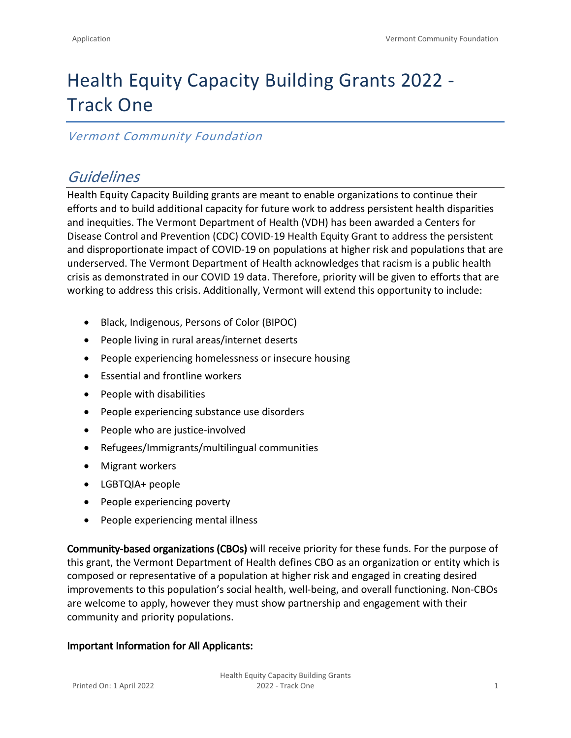# Health Equity Capacity Building Grants 2022 - Track One

*Vermont Community Foundation*

## *Guidelines*

Health Equity Capacity Building grants are meant to enable organizations to continue their efforts and to build additional capacity for future work to address persistent health disparities and inequities. The Vermont Department of Health (VDH) has been awarded a Centers for Disease Control and Prevention (CDC) COVID-19 Health Equity Grant to address the persistent and disproportionate impact of COVID-19 on populations at higher risk and populations that are underserved. The Vermont Department of Health acknowledges that racism is a public health crisis as demonstrated in our COVID 19 data. Therefore, priority will be given to efforts that are working to address this crisis. Additionally, Vermont will extend this opportunity to include:

- Black, Indigenous, Persons of Color (BIPOC)
- People living in rural areas/internet deserts
- People experiencing homelessness or insecure housing
- Essential and frontline workers
- People with disabilities
- People experiencing substance use disorders
- People who are justice-involved
- Refugees/Immigrants/multilingual communities
- Migrant workers
- LGBTQIA+ people
- People experiencing poverty
- People experiencing mental illness

**Community-based organizations (CBOs)** will receive priority for these funds. For the purpose of this grant, the Vermont Department of Health defines CBO as an organization or entity which is composed or representative of a population at higher risk and engaged in creating desired improvements to this population's social health, well-being, and overall functioning. Non-CBOs are welcome to apply, however they must show partnership and engagement with their community and priority populations.

**Important Information for All Applicants:**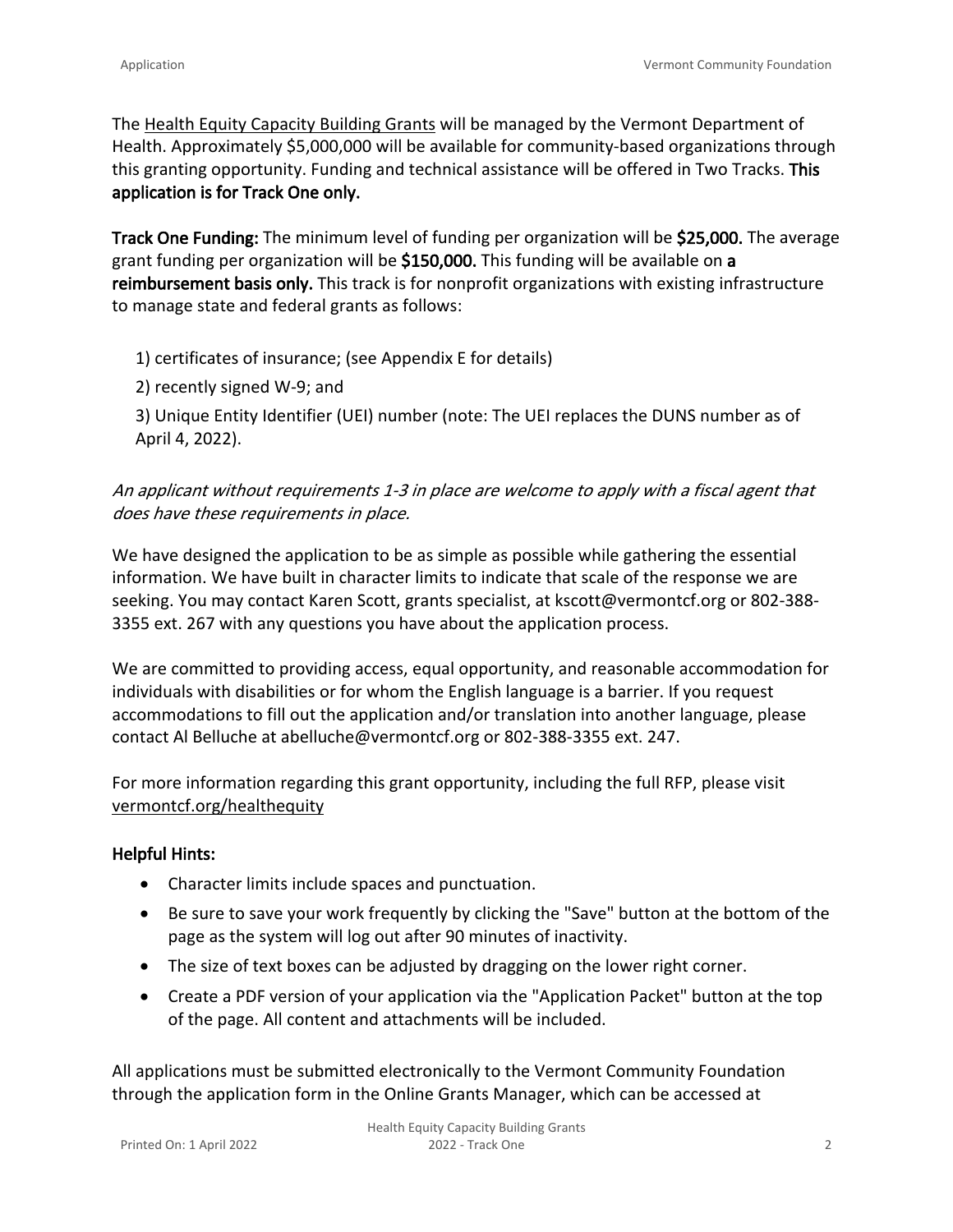The Health Equity Capacity Building Grants will be managed by the Vermont Department of Health. Approximately $5,000,000 will be available for community-based organizations through this granting opportunity. Funding and technical assistance will be offered in Two Tracks. **This application is for Track One only.**

**Track One Funding:** The minimum level of funding per organization will be **$25,000.** The average grant funding per organization will be **$150,000.** This funding will be available on **a reimbursement basis only.** This track is for nonprofit organizations with existing infrastructure to manage state and federal grants as follows:

1) certificates of insurance; (see Appendix E for details)
2) recently signed W-9; and
3) Unique Entity Identifier (UEI) number (note: The UEI replaces the DUNS number as of April 4, 2022).

*An applicant without requirements 1-3 in place are welcome to apply with a fiscal agent that does have these requirements in place.*

We have designed the application to be as simple as possible while gathering the essential information. We have built in character limits to indicate that scale of the response we are seeking. You may contact Karen Scott, grants specialist, at kscott@vermontcf.org or 802-388-3355 ext. 267 with any questions you have about the application process.

We are committed to providing access, equal opportunity, and reasonable accommodation for individuals with disabilities or for whom the English language is a barrier. If you request accommodations to fill out the application and/or translation into another language, please contact Al Belluche at abelluche@vermontcf.org or 802-388-3355 ext. 247.

For more information regarding this grant opportunity, including the full RFP, please visit vermontcf.org/healthequity

**Helpful Hints:**

- Character limits include spaces and punctuation.
- Be sure to save your work frequently by clicking the "Save" button at the bottom of the page as the system will log out after 90 minutes of inactivity.
- The size of text boxes can be adjusted by dragging on the lower right corner.
- Create a PDF version of your application via the "Application Packet" button at the top of the page. All content and attachments will be included.

All applications must be submitted electronically to the Vermont Community Foundation through the application form in the Online Grants Manager, which can be accessed at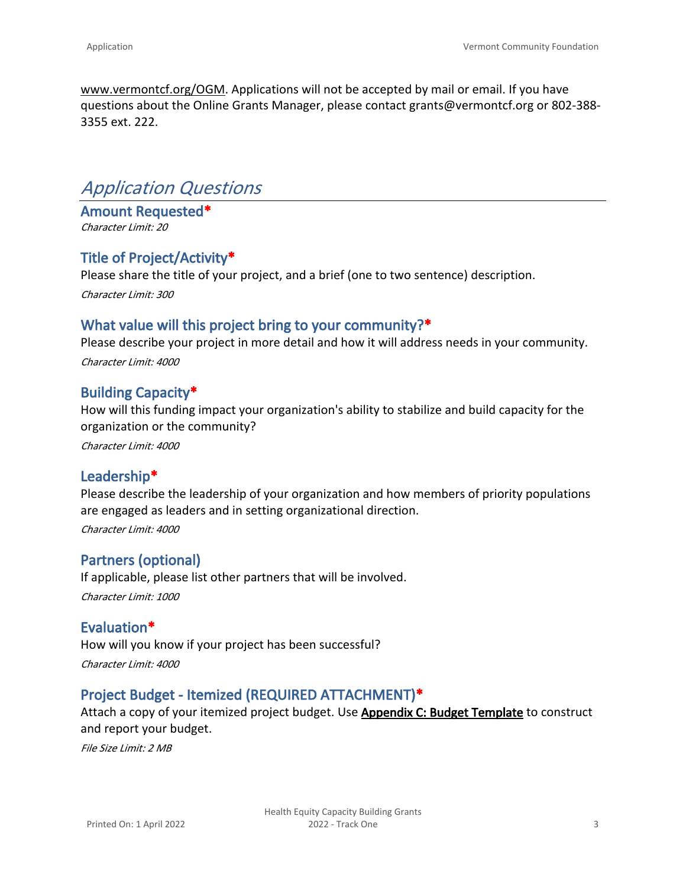www.vermontcf.org/OGM. Applications will not be accepted by mail or email. If you have questions about the Online Grants Manager, please contact grants@vermontcf.org or 802-388-3355 ext. 222.

# *Application Questions*

## Amount Requested*

*Character Limit: 20*

## Title of Project/Activity*

Please share the title of your project, and a brief (one to two sentence) description.

*Character Limit: 300*

## What value will this project bring to your community?*

Please describe your project in more detail and how it will address needs in your community.

*Character Limit: 4000*

## Building Capacity*

How will this funding impact your organization's ability to stabilize and build capacity for the organization or the community?

*Character Limit: 4000*

## Leadership*

Please describe the leadership of your organization and how members of priority populations are engaged as leaders and in setting organizational direction.

*Character Limit: 4000*

## Partners (optional)

If applicable, please list other partners that will be involved.

*Character Limit: 1000*

## Evaluation*

How will you know if your project has been successful?

*Character Limit: 4000*

## Project Budget - Itemized (REQUIRED ATTACHMENT)*

Attach a copy of your itemized project budget. Use **Appendix C: Budget Template** to construct and report your budget.

*File Size Limit: 2 MB*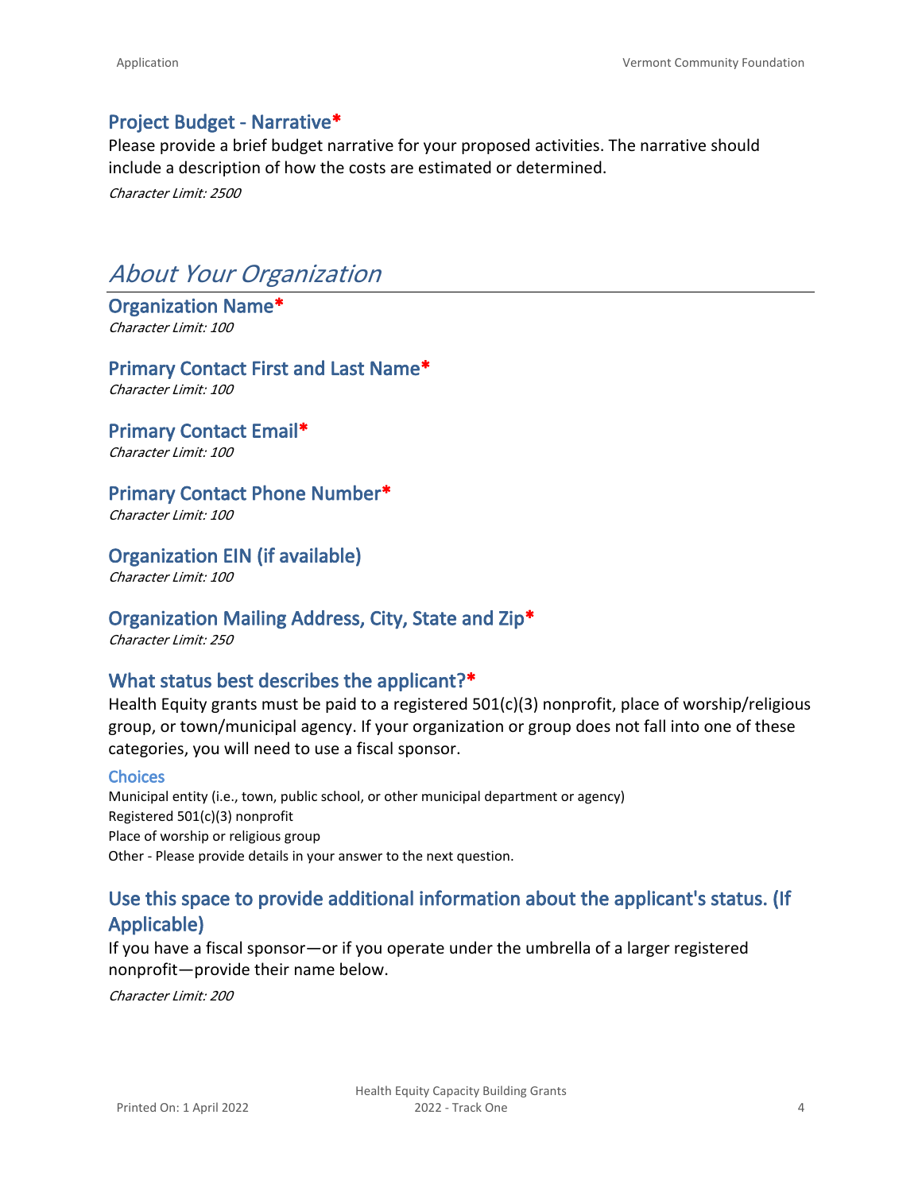### Project Budget - Narrative*

Please provide a brief budget narrative for your proposed activities. The narrative should include a description of how the costs are estimated or determined.

*Character Limit: 2500*

## *About Your Organization*

### Organization Name*

*Character Limit: 100*

### Primary Contact First and Last Name*

*Character Limit: 100*

### Primary Contact Email*

*Character Limit: 100*

### Primary Contact Phone Number*

*Character Limit: 100*

### Organization EIN (if available)

*Character Limit: 100*

### Organization Mailing Address, City, State and Zip*

*Character Limit: 250*

### What status best describes the applicant?*

Health Equity grants must be paid to a registered 501(c)(3) nonprofit, place of worship/religious group, or town/municipal agency. If your organization or group does not fall into one of these categories, you will need to use a fiscal sponsor.

#### Choices

Municipal entity (i.e., town, public school, or other municipal department or agency)
Registered 501(c)(3) nonprofit
Place of worship or religious group
Other - Please provide details in your answer to the next question.

### Use this space to provide additional information about the applicant's status. (If Applicable)

If you have a fiscal sponsor—or if you operate under the umbrella of a larger registered nonprofit—provide their name below.

*Character Limit: 200*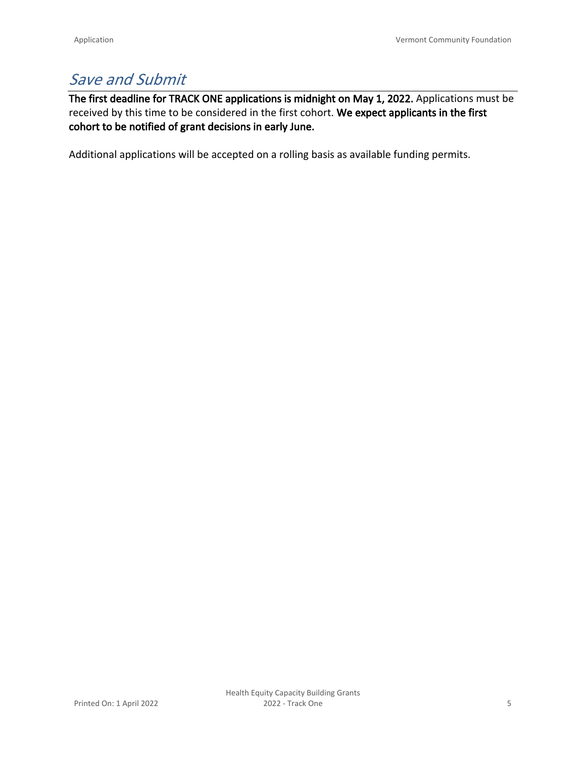## *Save and Submit*

**The first deadline for TRACK ONE applications is midnight on May 1, 2022.** Applications must be received by this time to be considered in the first cohort. **We expect applicants in the first cohort to be notified of grant decisions in early June.**

Additional applications will be accepted on a rolling basis as available funding permits.